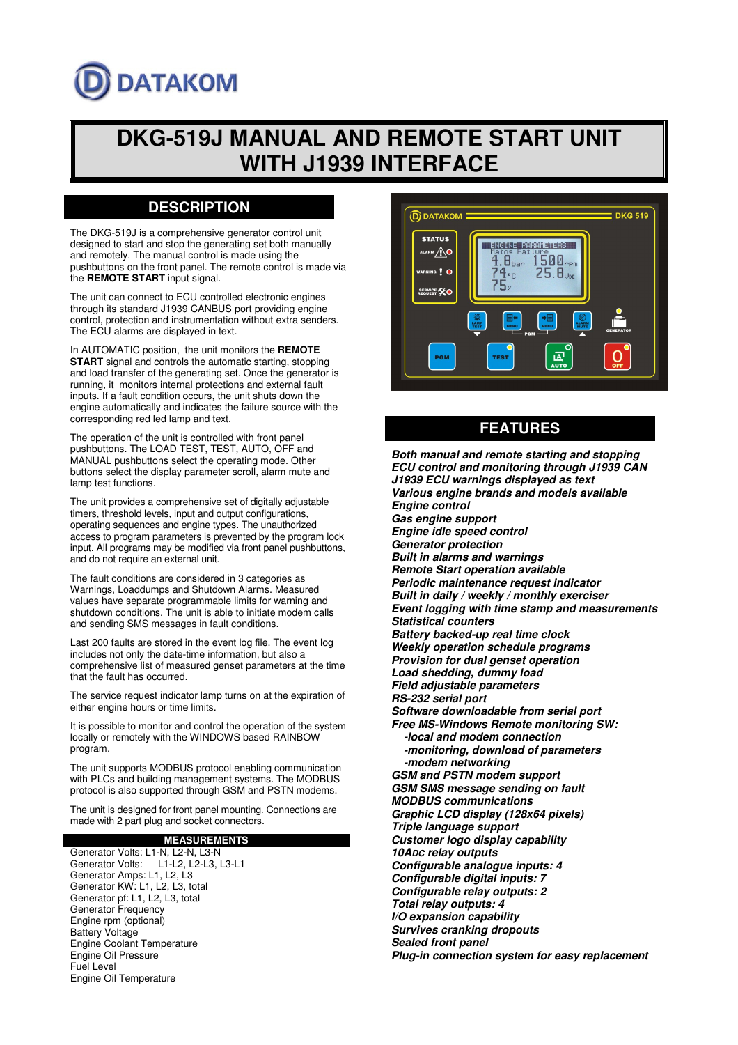DATAKOM

# DKG-519J MANUAL AND REMOTE START UNIT WITH J1939 INTERFACE

## DESCRIPTION

The DKG-519J is a comprehensive generator control unit designed to start and stop the generating set both manually and remotely. The manual control is made using the pushbuttons on the front panel. The remote control is made via the **REMOTE START** input signal.

The unit can connect to ECU controlled electronic engines through its standard J1939 CANBUS port providing engine control, protection and instrumentation without extra senders. The ECU alarms are displayed in text.

In AUTOMATIC position, the unit monitors the **REMOTE START** signal and controls the automatic starting, stopping and load transfer of the generating set. Once the generator is running, it monitors internal protections and external fault inputs. If a fault condition occurs, the unit shuts down the engine automatically and indicates the failure source with the corresponding red led lamp and text.

The operation of the unit is controlled with front panel pushbuttons. The LOAD TEST, TEST, AUTO, OFF and MANUAL pushbuttons select the operating mode. Other buttons select the display parameter scroll, alarm mute and lamp test functions.

The unit provides a comprehensive set of digitally adjustable timers, threshold levels, input and output configurations, operating sequences and engine types. The unauthorized access to program parameters is prevented by the program lock input. All programs may be modified via front panel pushbuttons, and do not require an external unit.

The fault conditions are considered in 3 categories as Warnings, Loaddumps and Shutdown Alarms. Measured values have separate programmable limits for warning and shutdown conditions. The unit is able to initiate modem calls and sending SMS messages in fault conditions.

Last 200 faults are stored in the event log file. The event log includes not only the date-time information, but also a comprehensive list of measured genset parameters at the time that the fault has occurred.

The service request indicator lamp turns on at the expiration of either engine hours or time limits.

It is possible to monitor and control the operation of the system locally or remotely with the WINDOWS based RAINBOW program.

The unit supports MODBUS protocol enabling communication with PLCs and building management systems. The MODBUS protocol is also supported through GSM and PSTN modems.

The unit is designed for front panel mounting. Connections are made with 2 part plug and socket connectors.

### MEASUREMENTS

Generator Volts: L1-N, L2-N, L3-N
Generator Volts: L1-L2, L2-L3, L3-L1
Generator Amps: L1, L2, L3
Generator KW: L1, L2, L3, total
Generator pf: L1, L2, L3, total
Generator Frequency
Engine rpm (optional)
Battery Voltage
Engine Coolant Temperature
Engine Oil Pressure
Fuel Level
Engine Oil Temperature

## FEATURES

***Both manual and remote starting and stopping***
***ECU control and monitoring through J1939 CAN***
***J1939 ECU warnings displayed as text***
***Various engine brands and models available***
***Engine control***
***Gas engine support***
***Engine idle speed control***
***Generator protection***
***Built in alarms and warnings***
***Remote Start operation available***
***Periodic maintenance request indicator***
***Built in daily / weekly / monthly exerciser***
***Event logging with time stamp and measurements***
***Statistical counters***
***Battery backed-up real time clock***
***Weekly operation schedule programs***
***Provision for dual genset operation***
***Load shedding, dummy load***
***Field adjustable parameters***
***RS-232 serial port***
***Software downloadable from serial port***
***Free MS-Windows Remote monitoring SW:***
***-local and modem connection***
***-monitoring, download of parameters***
***-modem networking***
***GSM and PSTN modem support***
***GSM SMS message sending on fault***
***MODBUS communications***
***Graphic LCD display (128x64 pixels)***
***Triple language support***
***Customer logo display capability***
***10ADC relay outputs***
***Configurable analogue inputs: 4***
***Configurable digital inputs: 7***
***Configurable relay outputs: 2***
***Total relay outputs: 4***
***I/O expansion capability***
***Survives cranking dropouts***
***Sealed front panel***
***Plug-in connection system for easy replacement***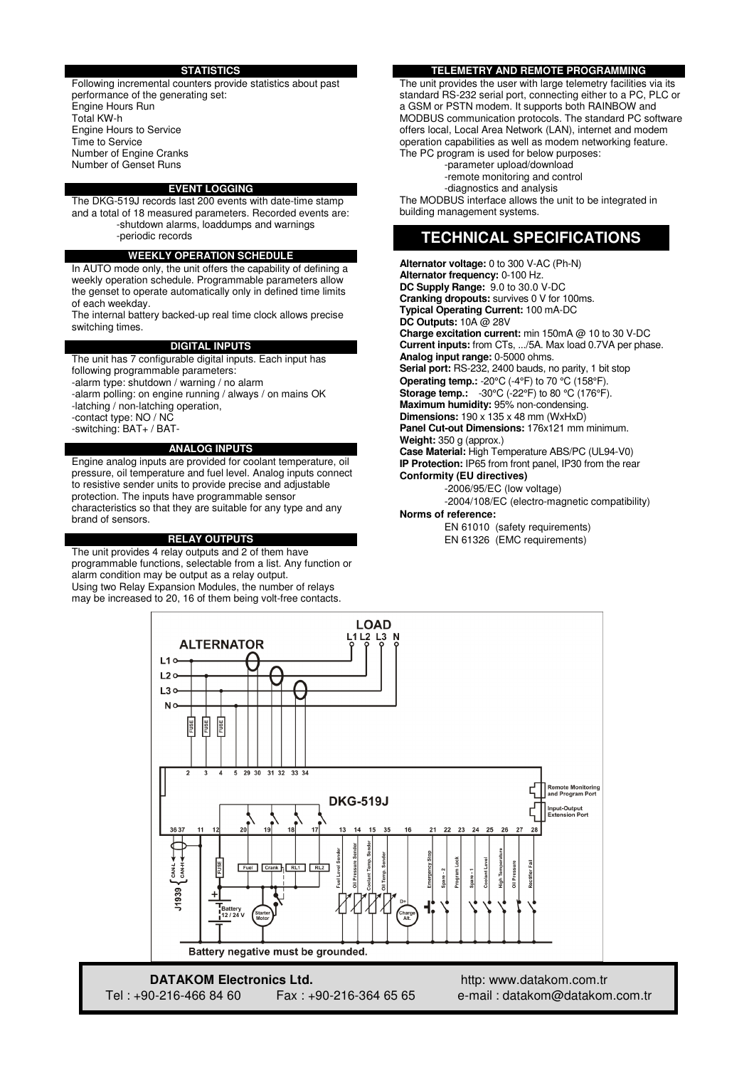## STATISTICS

Following incremental counters provide statistics about past performance of the generating set:
Engine Hours Run
Total KW-h
Engine Hours to Service
Time to Service
Number of Engine Cranks
Number of Genset Runs

## EVENT LOGGING

The DKG-519J records last 200 events with date-time stamp and a total of 18 measured parameters. Recorded events are:

-shutdown alarms, loaddumps and warnings
-periodic records

## WEEKLY OPERATION SCHEDULE

In AUTO mode only, the unit offers the capability of defining a weekly operation schedule. Programmable parameters allow the genset to operate automatically only in defined time limits of each weekday.

The internal battery backed-up real time clock allows precise switching times.

## DIGITAL INPUTS

The unit has 7 configurable digital inputs. Each input has following programmable parameters:
-alarm type: shutdown / warning / no alarm
-alarm polling: on engine running / always / on mains OK
-latching / non-latching operation,
-contact type: NO / NC
-switching: BAT+ / BAT-

## ANALOG INPUTS

Engine analog inputs are provided for coolant temperature, oil pressure, oil temperature and fuel level. Analog inputs connect to resistive sender units to provide precise and adjustable protection. The inputs have programmable sensor characteristics so that they are suitable for any type and any brand of sensors.

## RELAY OUTPUTS

The unit provides 4 relay outputs and 2 of them have programmable functions, selectable from a list. Any function or alarm condition may be output as a relay output.
Using two Relay Expansion Modules, the number of relays may be increased to 20, 16 of them being volt-free contacts.

## TELEMETRY AND REMOTE PROGRAMMING

The unit provides the user with large telemetry facilities via its standard RS-232 serial port, connecting either to a PC, PLC or a GSM or PSTN modem. It supports both RAINBOW and MODBUS communication protocols. The standard PC software offers local, Local Area Network (LAN), internet and modem operation capabilities as well as modem networking feature.
The PC program is used for below purposes:

-parameter upload/download
-remote monitoring and control
-diagnostics and analysis

The MODBUS interface allows the unit to be integrated in building management systems.

# TECHNICAL SPECIFICATIONS

**Alternator voltage:** 0 to 300 V-AC (Ph-N)
**Alternator frequency:** 0-100 Hz.
**DC Supply Range:** 9.0 to 30.0 V-DC
**Cranking dropouts:** survives 0 V for 100ms.
**Typical Operating Current:** 100 mA-DC
**DC Outputs:** 10A @ 28V
**Charge excitation current:** min 150mA @ 10 to 30 V-DC
**Current inputs:** from CTs, .../5A. Max load 0.7VA per phase.
**Analog input range:** 0-5000 ohms.
**Serial port:** RS-232, 2400 bauds, no parity, 1 bit stop
**Operating temp.:** -20°C (-4°F) to 70 °C (158°F).
**Storage temp.:** -30°C (-22°F) to 80 °C (176°F).
**Maximum humidity:** 95% non-condensing.
**Dimensions:** 190 x 135 x 48 mm (WxHxD)
**Panel Cut-out Dimensions:** 176x121 mm minimum.
**Weight:** 350 g (approx.)
**Case Material:** High Temperature ABS/PC (UL94-V0)
**IP Protection:** IP65 from front panel, IP30 from the rear
**Conformity (EU directives)**

-2006/95/EC (low voltage)
-2004/108/EC (electro-magnetic compatibility)

**Norms of reference:**

EN 61010 (safety requirements)
EN 61326 (EMC requirements)

LOAD
L1 L2 L3 N
ALTERNATOR
L1
L2
L3
N
FUSE FUSE FUSE
2 3 4 5 29 30 31 32 33 34
DKG-519J
Remote Monitoring and Program Port
Input-Output Extension Port
36 37 11 12 20 19 18 17 13 14 15 35 16 21 22 23 24 25 26 27 28
J1939 CAN-L CAN-H
FUSE
Fuel Crank RL1 RL2
Battery 12 / 24 V
Starter Motor
Fuel Level Sender
Oil Pressure Sender
Coolant Temp. Sender
Oil Temp. Sender
D+
Charge Alt.
Emergency Stop
Spare - 2
Program Lock
Spare - 1
Coolant Level
High Temperature
Oil Pressure
Rectifier Fail
Battery negative must be grounded.

**DATAKOM Electronics Ltd.** http: www.datakom.com.tr
Tel : +90-216-466 84 60 Fax : +90-216-364 65 65 e-mail : datakom@datakom.com.tr